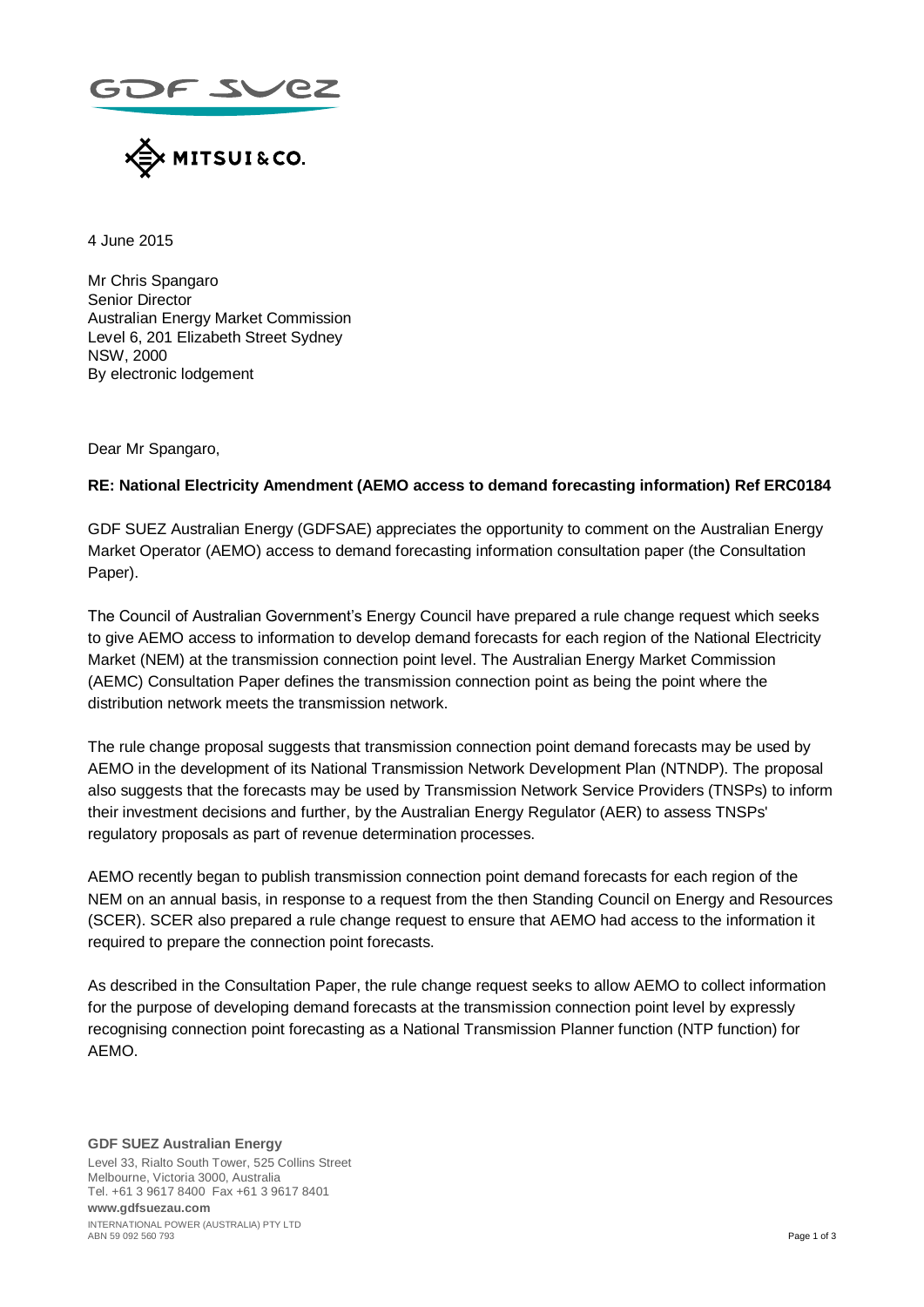4 June 2015

Mr Chris Spangaro
Senior Director
Australian Energy Market Commission
Level 6, 201 Elizabeth Street Sydney
NSW, 2000
By electronic lodgement

Dear Mr Spangaro,

**RE: National Electricity Amendment (AEMO access to demand forecasting information) Ref ERC0184**

GDF SUEZ Australian Energy (GDFSAE) appreciates the opportunity to comment on the Australian Energy Market Operator (AEMO) access to demand forecasting information consultation paper (the Consultation Paper).

The Council of Australian Government's Energy Council have prepared a rule change request which seeks to give AEMO access to information to develop demand forecasts for each region of the National Electricity Market (NEM) at the transmission connection point level. The Australian Energy Market Commission (AEMC) Consultation Paper defines the transmission connection point as being the point where the distribution network meets the transmission network.

The rule change proposal suggests that transmission connection point demand forecasts may be used by AEMO in the development of its National Transmission Network Development Plan (NTNDP). The proposal also suggests that the forecasts may be used by Transmission Network Service Providers (TNSPs) to inform their investment decisions and further, by the Australian Energy Regulator (AER) to assess TNSPs' regulatory proposals as part of revenue determination processes.

AEMO recently began to publish transmission connection point demand forecasts for each region of the NEM on an annual basis, in response to a request from the then Standing Council on Energy and Resources (SCER). SCER also prepared a rule change request to ensure that AEMO had access to the information it required to prepare the connection point forecasts.

As described in the Consultation Paper, the rule change request seeks to allow AEMO to collect information for the purpose of developing demand forecasts at the transmission connection point level by expressly recognising connection point forecasting as a National Transmission Planner function (NTP function) for AEMO.

**GDF SUEZ Australian Energy**
Level 33, Rialto South Tower, 525 Collins Street
Melbourne, Victoria 3000, Australia
Tel. +61 3 9617 8400 Fax +61 3 9617 8401
**www.gdfsuezau.com**
INTERNATIONAL POWER (AUSTRALIA) PTY LTD
ABN 59 092 560 793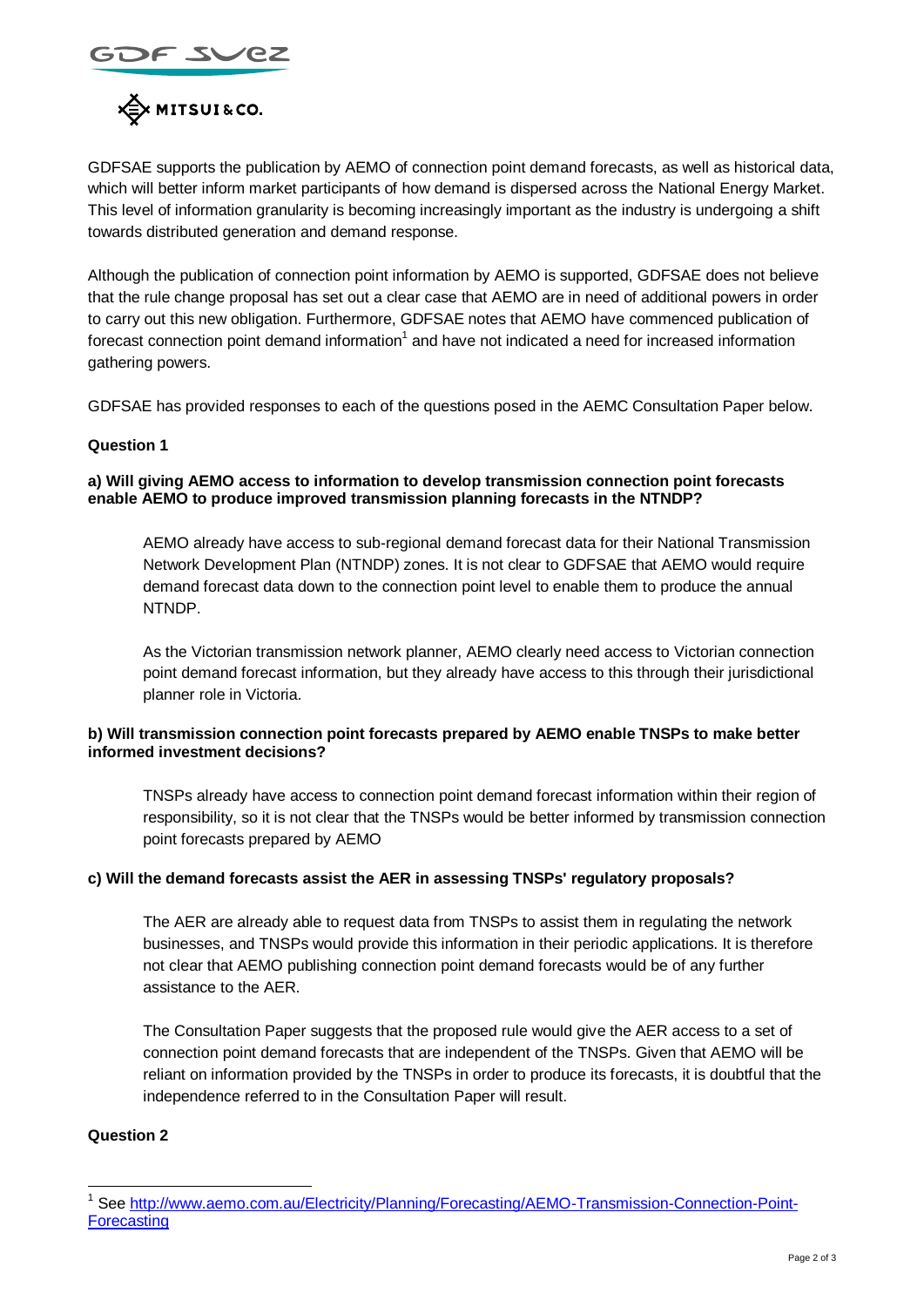GDFSAE supports the publication by AEMO of connection point demand forecasts, as well as historical data, which will better inform market participants of how demand is dispersed across the National Energy Market. This level of information granularity is becoming increasingly important as the industry is undergoing a shift towards distributed generation and demand response.

Although the publication of connection point information by AEMO is supported, GDFSAE does not believe that the rule change proposal has set out a clear case that AEMO are in need of additional powers in order to carry out this new obligation. Furthermore, GDFSAE notes that AEMO have commenced publication of forecast connection point demand information[1] and have not indicated a need for increased information gathering powers.

GDFSAE has provided responses to each of the questions posed in the AEMC Consultation Paper below.

**Question 1**

**a) Will giving AEMO access to information to develop transmission connection point forecasts enable AEMO to produce improved transmission planning forecasts in the NTNDP?**

> AEMO already have access to sub-regional demand forecast data for their National Transmission Network Development Plan (NTNDP) zones. It is not clear to GDFSAE that AEMO would require demand forecast data down to the connection point level to enable them to produce the annual NTNDP.
>
> As the Victorian transmission network planner, AEMO clearly need access to Victorian connection point demand forecast information, but they already have access to this through their jurisdictional planner role in Victoria.

**b) Will transmission connection point forecasts prepared by AEMO enable TNSPs to make better informed investment decisions?**

> TNSPs already have access to connection point demand forecast information within their region of responsibility, so it is not clear that the TNSPs would be better informed by transmission connection point forecasts prepared by AEMO

**c) Will the demand forecasts assist the AER in assessing TNSPs' regulatory proposals?**

> The AER are already able to request data from TNSPs to assist them in regulating the network businesses, and TNSPs would provide this information in their periodic applications. It is therefore not clear that AEMO publishing connection point demand forecasts would be of any further assistance to the AER.
>
> The Consultation Paper suggests that the proposed rule would give the AER access to a set of connection point demand forecasts that are independent of the TNSPs. Given that AEMO will be reliant on information provided by the TNSPs in order to produce its forecasts, it is doubtful that the independence referred to in the Consultation Paper will result.

**Question 2**

---

[1] See http://www.aemo.com.au/Electricity/Planning/Forecasting/AEMO-Transmission-Connection-Point-Forecasting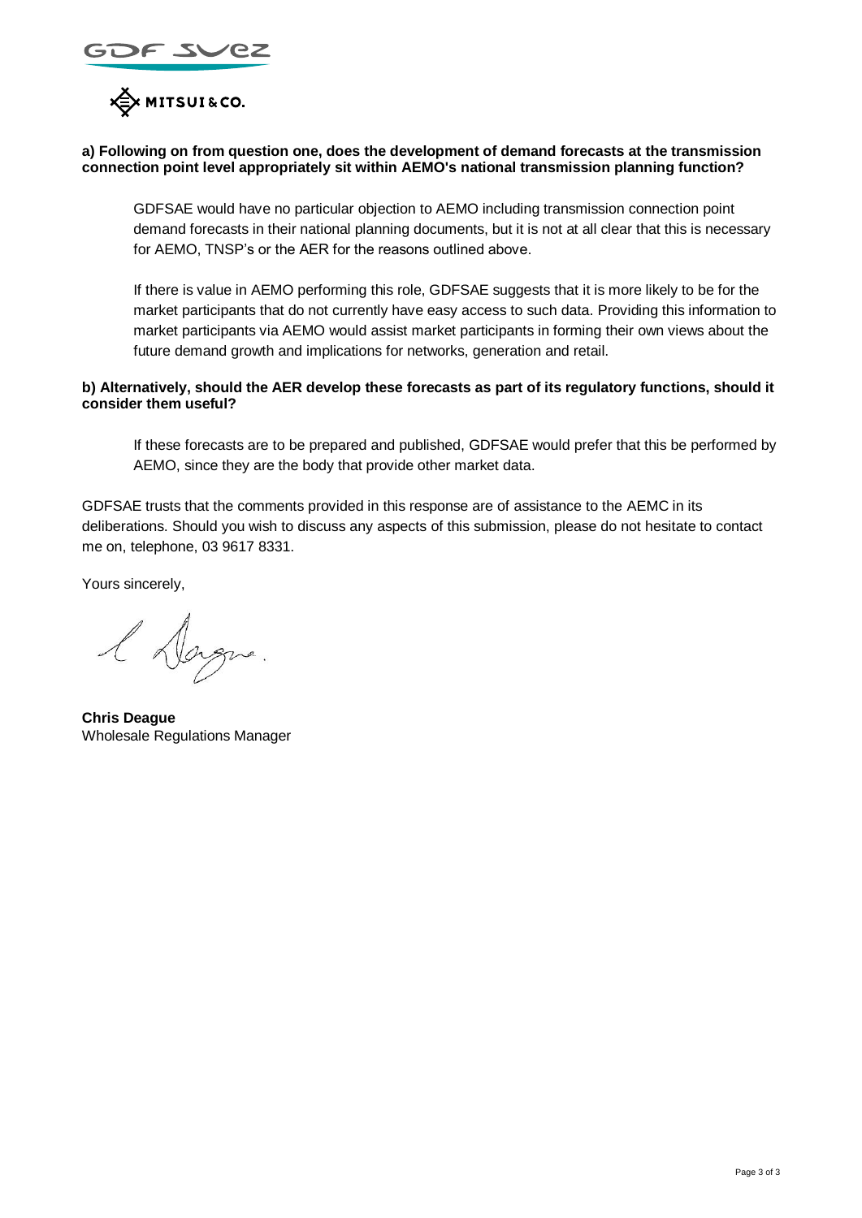**a) Following on from question one, does the development of demand forecasts at the transmission connection point level appropriately sit within AEMO's national transmission planning function?**

GDFSAE would have no particular objection to AEMO including transmission connection point demand forecasts in their national planning documents, but it is not at all clear that this is necessary for AEMO, TNSP's or the AER for the reasons outlined above.

If there is value in AEMO performing this role, GDFSAE suggests that it is more likely to be for the market participants that do not currently have easy access to such data. Providing this information to market participants via AEMO would assist market participants in forming their own views about the future demand growth and implications for networks, generation and retail.

**b) Alternatively, should the AER develop these forecasts as part of its regulatory functions, should it consider them useful?**

If these forecasts are to be prepared and published, GDFSAE would prefer that this be performed by AEMO, since they are the body that provide other market data.

GDFSAE trusts that the comments provided in this response are of assistance to the AEMC in its deliberations. Should you wish to discuss any aspects of this submission, please do not hesitate to contact me on, telephone, 03 9617 8331.

Yours sincerely,

**Chris Deague**
Wholesale Regulations Manager